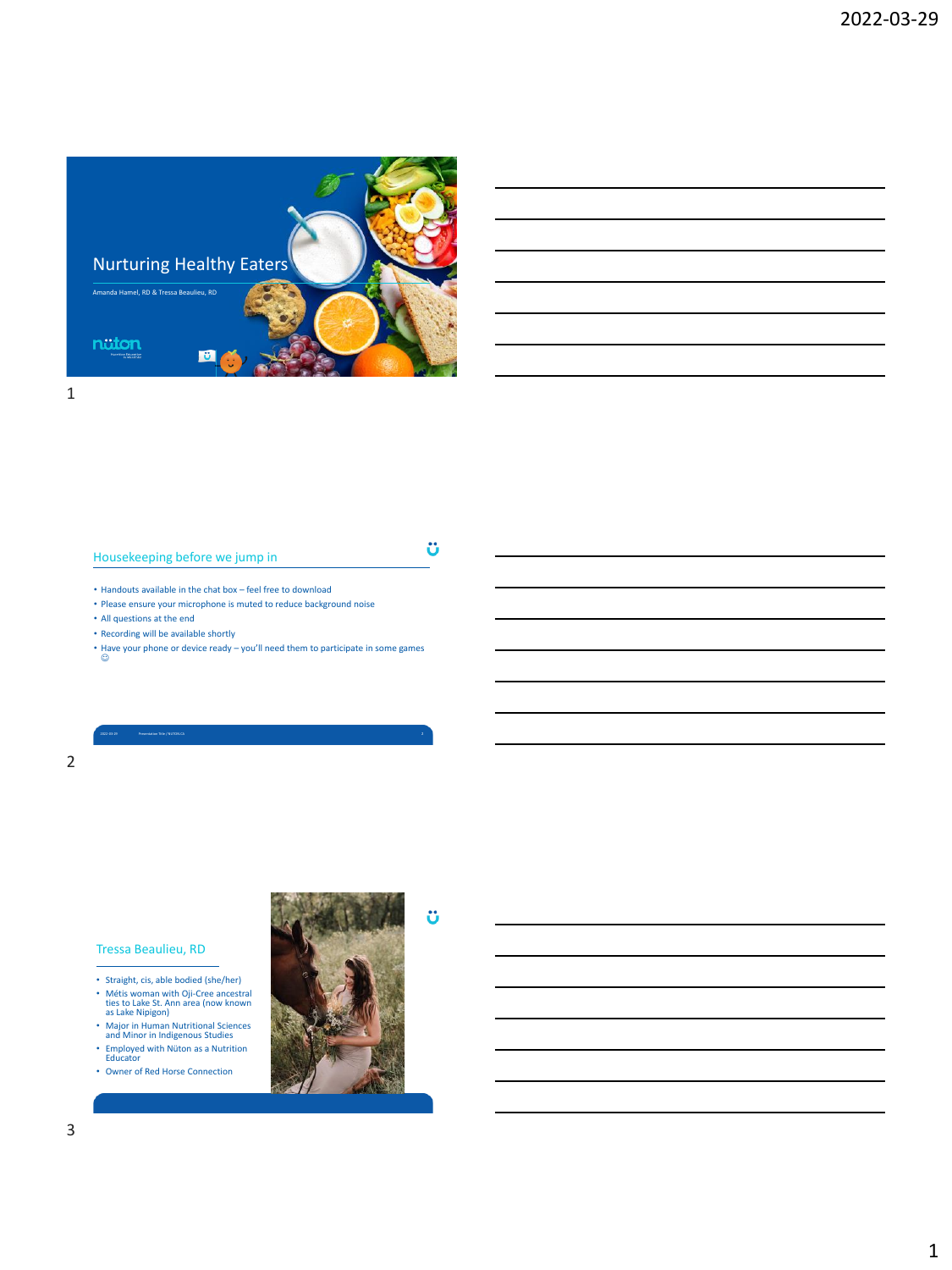# Nurturing Healthy Eaters

Amanda Hamel, RD & Tressa Beaulieu, RD

## Housekeeping before we jump in

- Handouts available in the chat box – feel free to download
- Please ensure your microphone is muted to reduce background noise
- All questions at the end
- Recording will be available shortly
- Have your phone or device ready – you'll need them to participate in some games ☺

## Tressa Beaulieu, RD

- Straight, cis, able bodied (she/her)
- Métis woman with Oji-Cree ancestral ties to Lake St. Ann area (now known as Lake Nipigon)
- Major in Human Nutritional Sciences and Minor in Indigenous Studies
- Employed with Nüton as a Nutrition Educator
- Owner of Red Horse Connection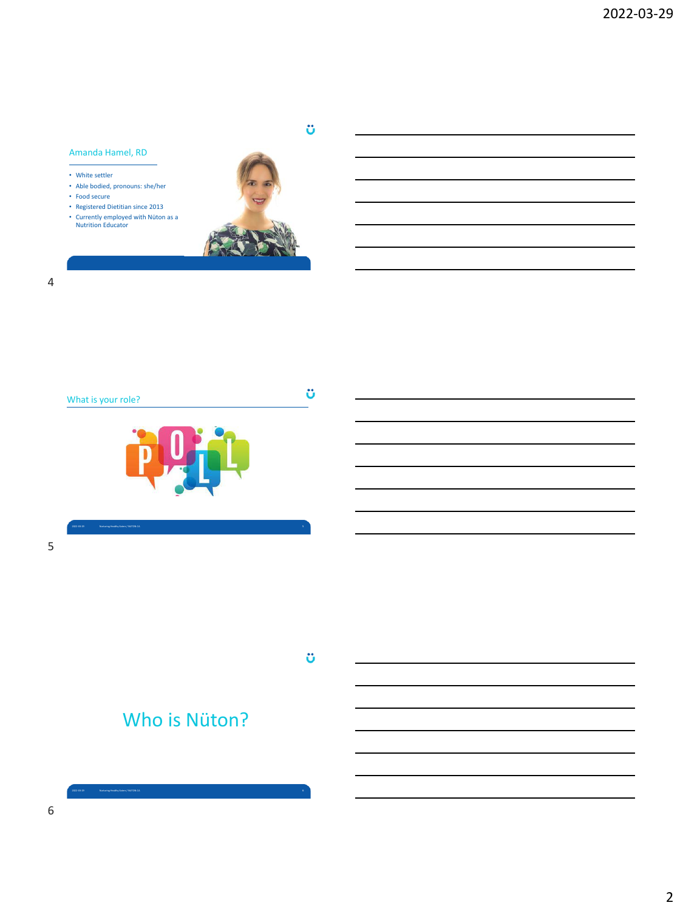## Amanda Hamel, RD

- White settler
- Able bodied, pronouns: she/her
- Food secure
- Registered Dietitian since 2013
- Currently employed with Nüton as a Nutrition Educator

## What is your role?

POLL

# Who is Nüton?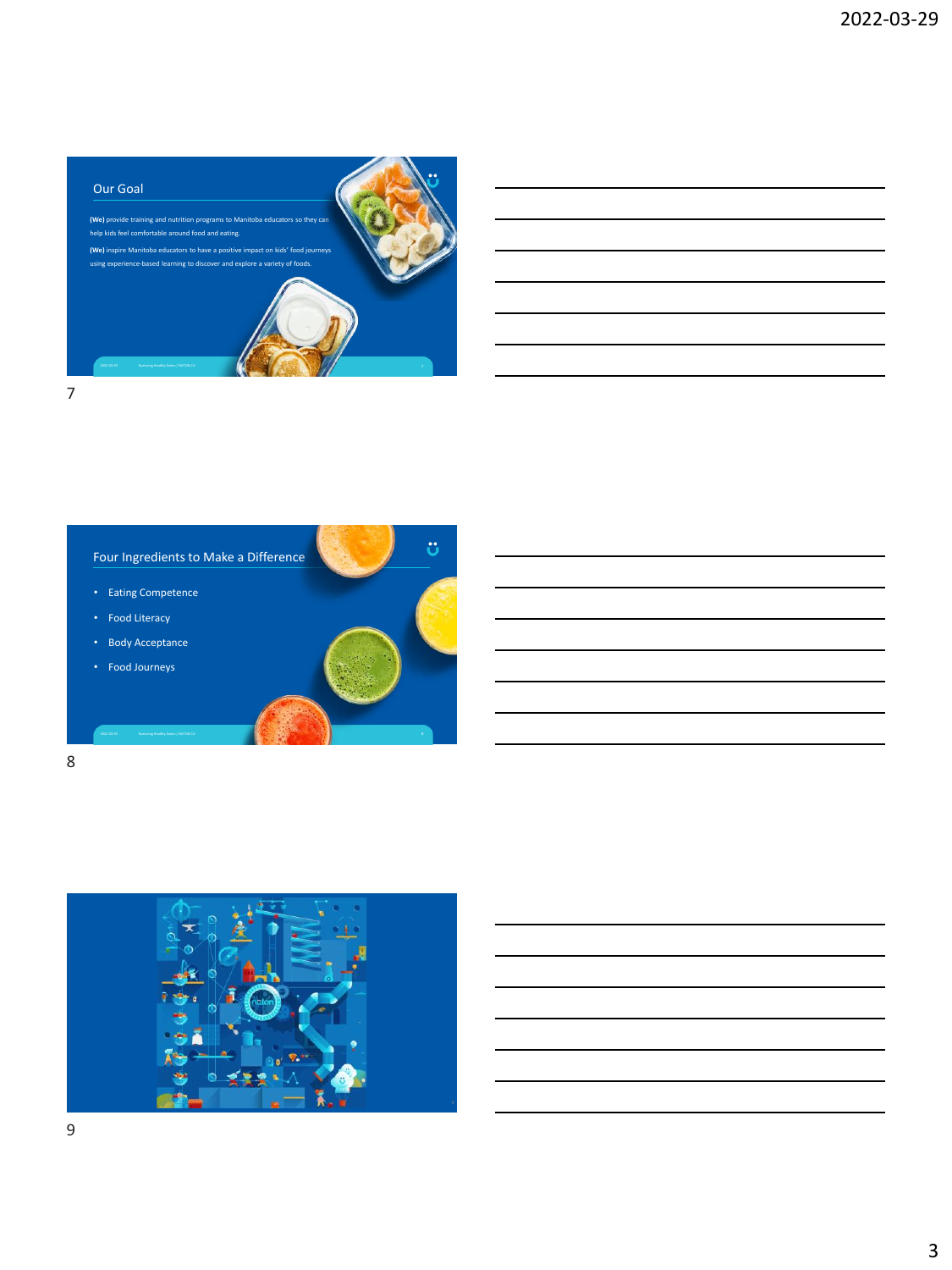## Our Goal

**(We)** provide training and nutrition programs to Manitoba educators so they can help kids feel comfortable around food and eating.

**(We)** inspire Manitoba educators to have a positive impact on kids' food journeys using experience-based learning to discover and explore a variety of foods.

## Four Ingredients to Make a Difference

- Eating Competence
- Food Literacy
- Body Acceptance
- Food Journeys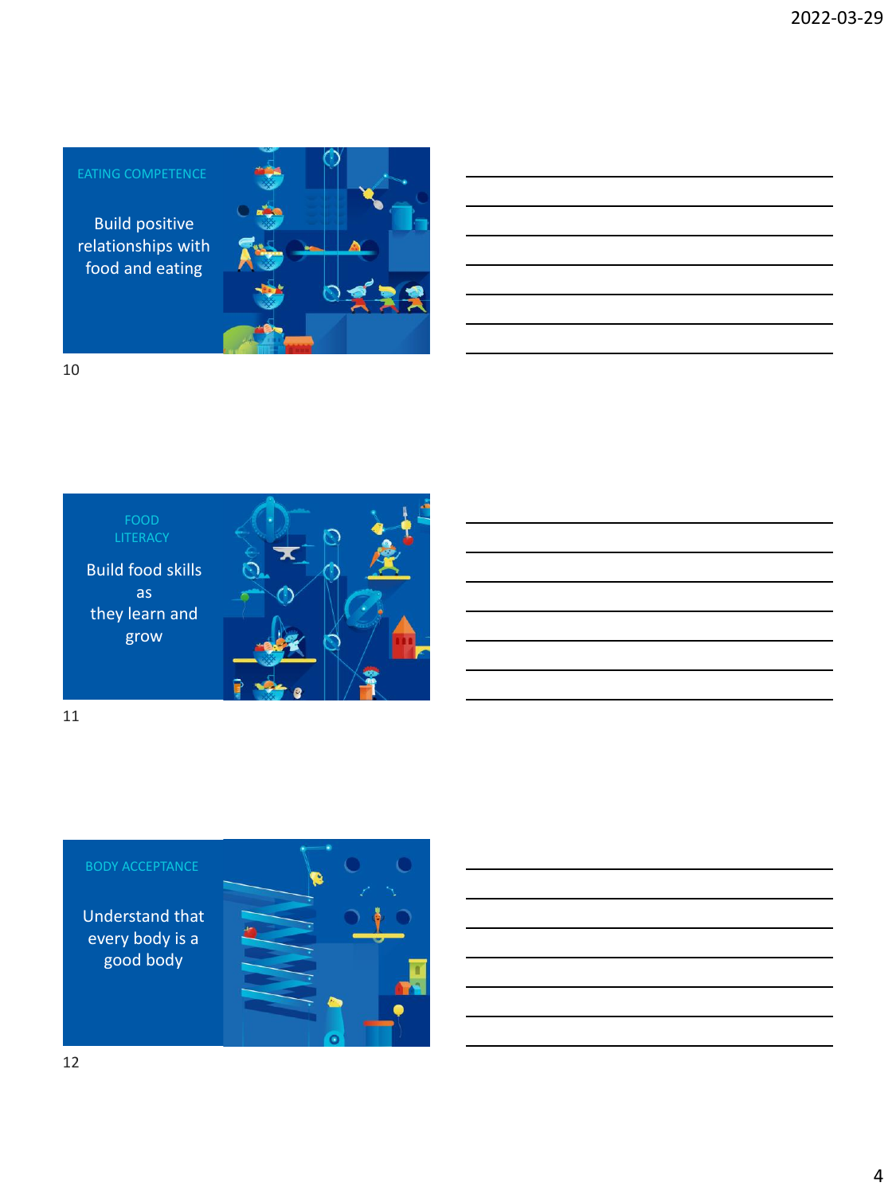EATING COMPETENCE

Build positive relationships with food and eating

FOOD LITERACY

Build food skills as they learn and grow

BODY ACCEPTANCE

Understand that every body is a good body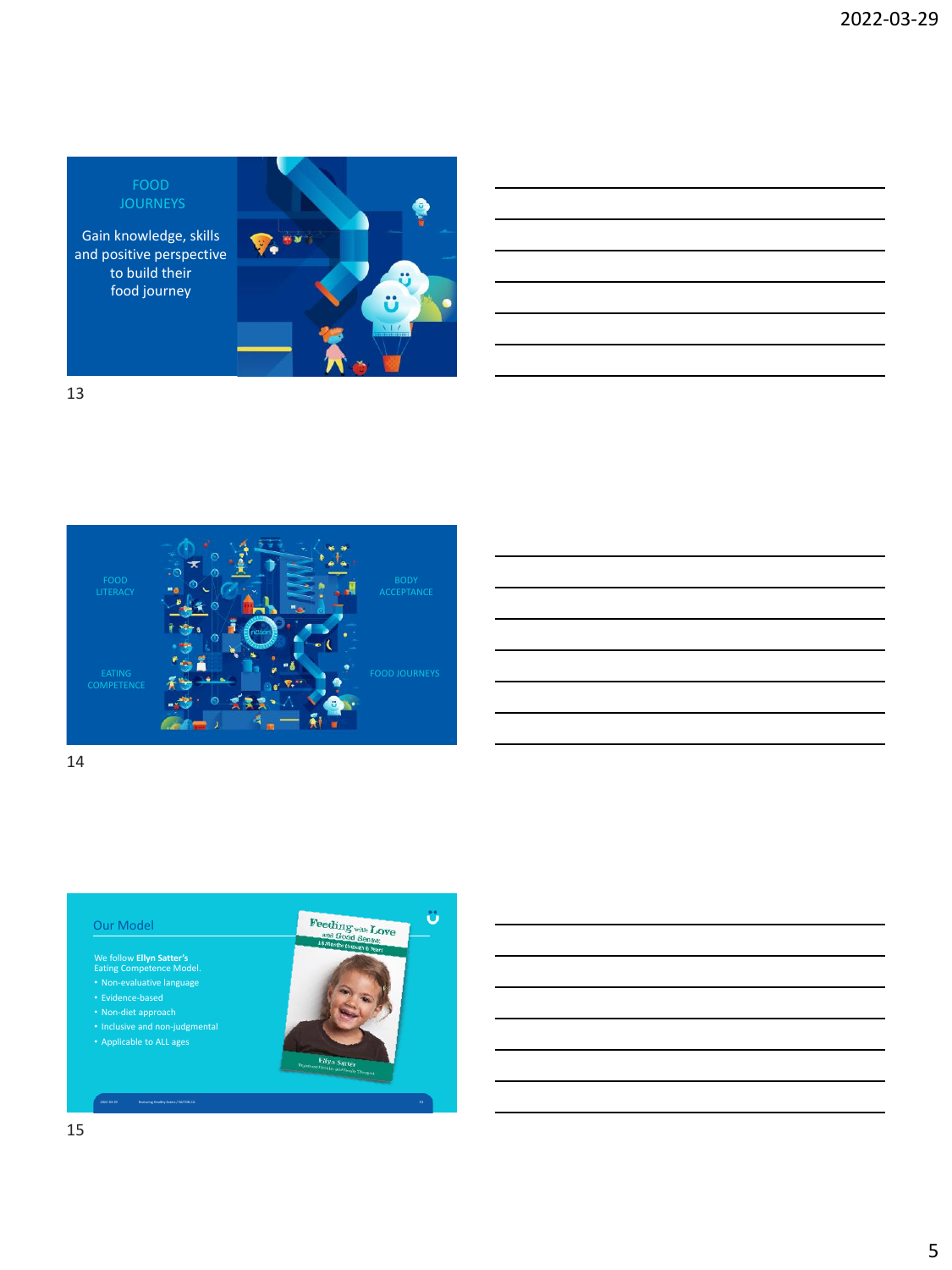FOOD JOURNEYS

Gain knowledge, skills and positive perspective to build their food journey

FOOD LITERACY

BODY ACCEPTANCE

EATING COMPETENCE

FOOD JOURNEYS

## Our Model

We follow **Ellyn Satter's** Eating Competence Model.

- Non-evaluative language
- Evidence-based
- Non-diet approach
- Inclusive and non-judgmental
- Applicable to ALL ages

Feeding with Love and Good Sense: 18 Months through 6 Years

Ellyn Satter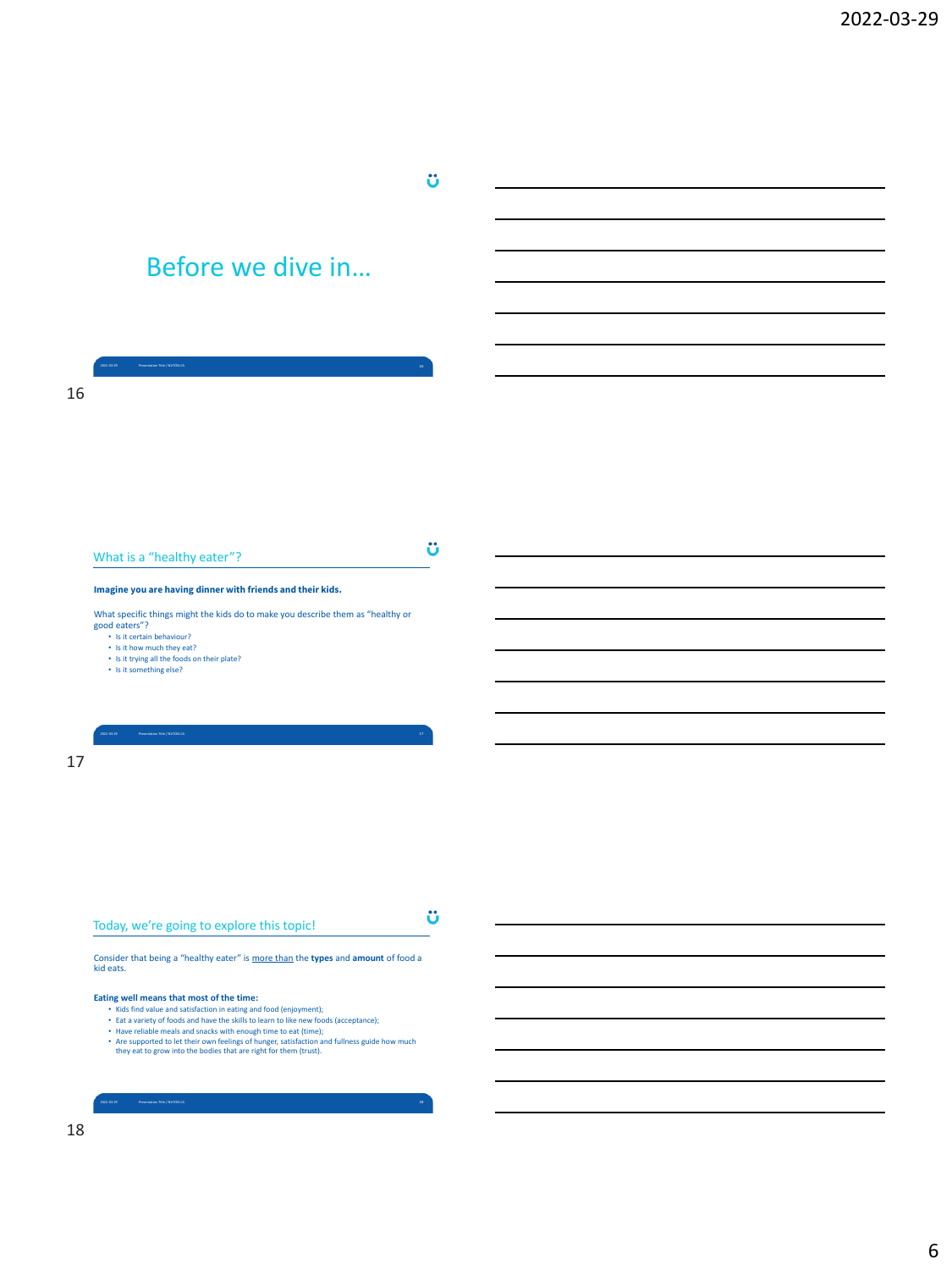## Before we dive in…

## What is a "healthy eater"?

**Imagine you are having dinner with friends and their kids.**

What specific things might the kids do to make you describe them as "healthy or good eaters"?

- Is it certain behaviour?
- Is it how much they eat?
- Is it trying all the foods on their plate?
- Is it something else?

## Today, we're going to explore this topic!

Consider that being a "healthy eater" is more than the **types** and **amount** of food a kid eats.

**Eating well means that most of the time:**

- Kids find value and satisfaction in eating and food (enjoyment);
- Eat a variety of foods and have the skills to learn to like new foods (acceptance);
- Have reliable meals and snacks with enough time to eat (time);
- Are supported to let their own feelings of hunger, satisfaction and fullness guide how much they eat to grow into the bodies that are right for them (trust).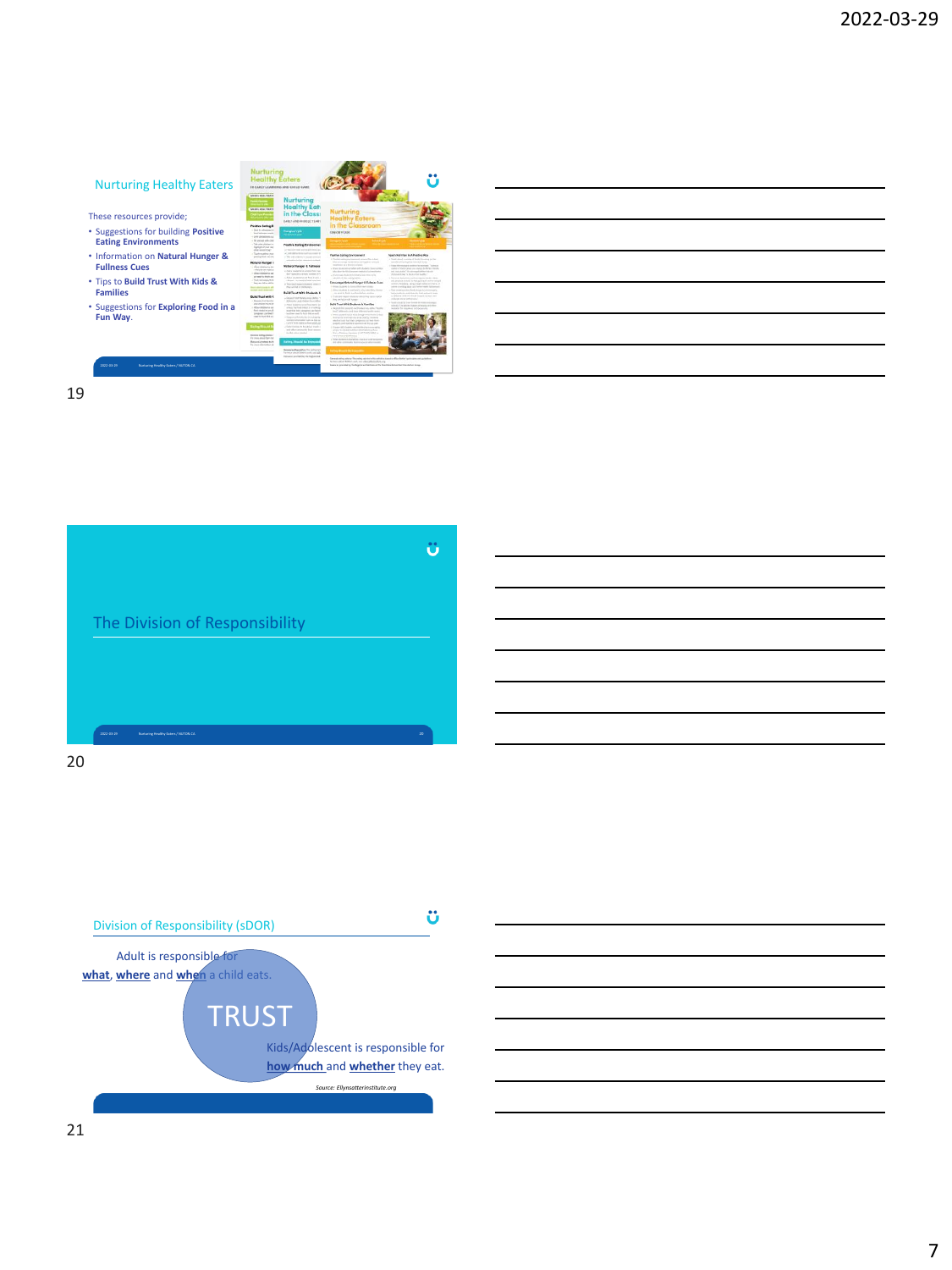## Nurturing Healthy Eaters

These resources provide;

- Suggestions for building **Positive Eating Environments**
- Information on **Natural Hunger & Fullness Cues**
- Tips to **Build Trust With Kids & Families**
- Suggestions for **Exploring Food in a Fun Way**.

## The Division of Responsibility

## Division of Responsibility (sDOR)

Adult is responsible for **what**, **where** and **when** a child eats.

TRUST

Kids/Adolescent is responsible for **how much** and **whether** they eat.

*Source: Ellynsatterinstitute.org*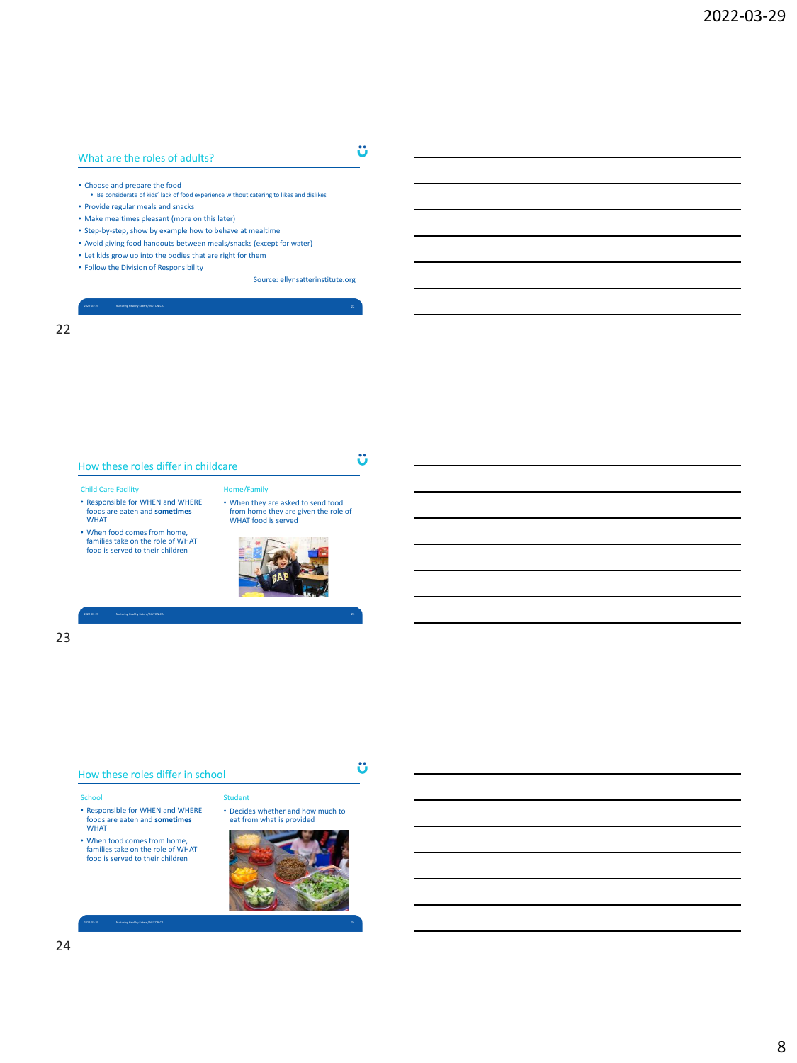## What are the roles of adults?

- Choose and prepare the food
  - Be considerate of kids' lack of food experience without catering to likes and dislikes
- Provide regular meals and snacks
- Make mealtimes pleasant (more on this later)
- Step-by-step, show by example how to behave at mealtime
- Avoid giving food handouts between meals/snacks (except for water)
- Let kids grow up into the bodies that are right for them
- Follow the Division of Responsibility

Source: ellynsatterinstitute.org

## How these roles differ in childcare

Child Care Facility

- Responsible for WHEN and WHERE foods are eaten and **sometimes** WHAT
- When food comes from home, families take on the role of WHAT food is served to their children

Home/Family

- When they are asked to send food from home they are given the role of WHAT food is served

## How these roles differ in school

School

- Responsible for WHEN and WHERE foods are eaten and **sometimes** WHAT
- When food comes from home, families take on the role of WHAT food is served to their children

Student

- Decides whether and how much to eat from what is provided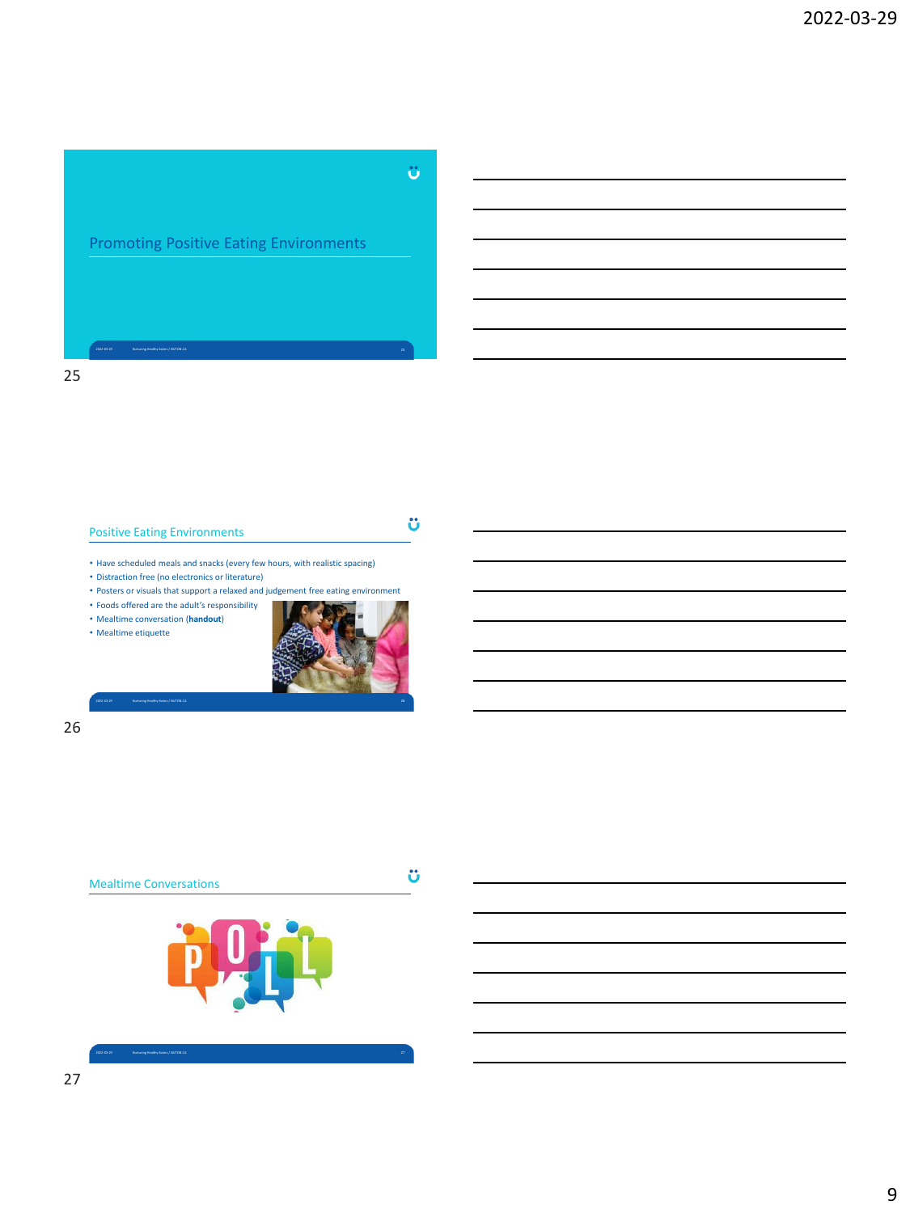## Promoting Positive Eating Environments

## Positive Eating Environments

- Have scheduled meals and snacks (every few hours, with realistic spacing)
- Distraction free (no electronics or literature)
- Posters or visuals that support a relaxed and judgement free eating environment
- Foods offered are the adult's responsibility
- Mealtime conversation (**handout**)
- Mealtime etiquette

## Mealtime Conversations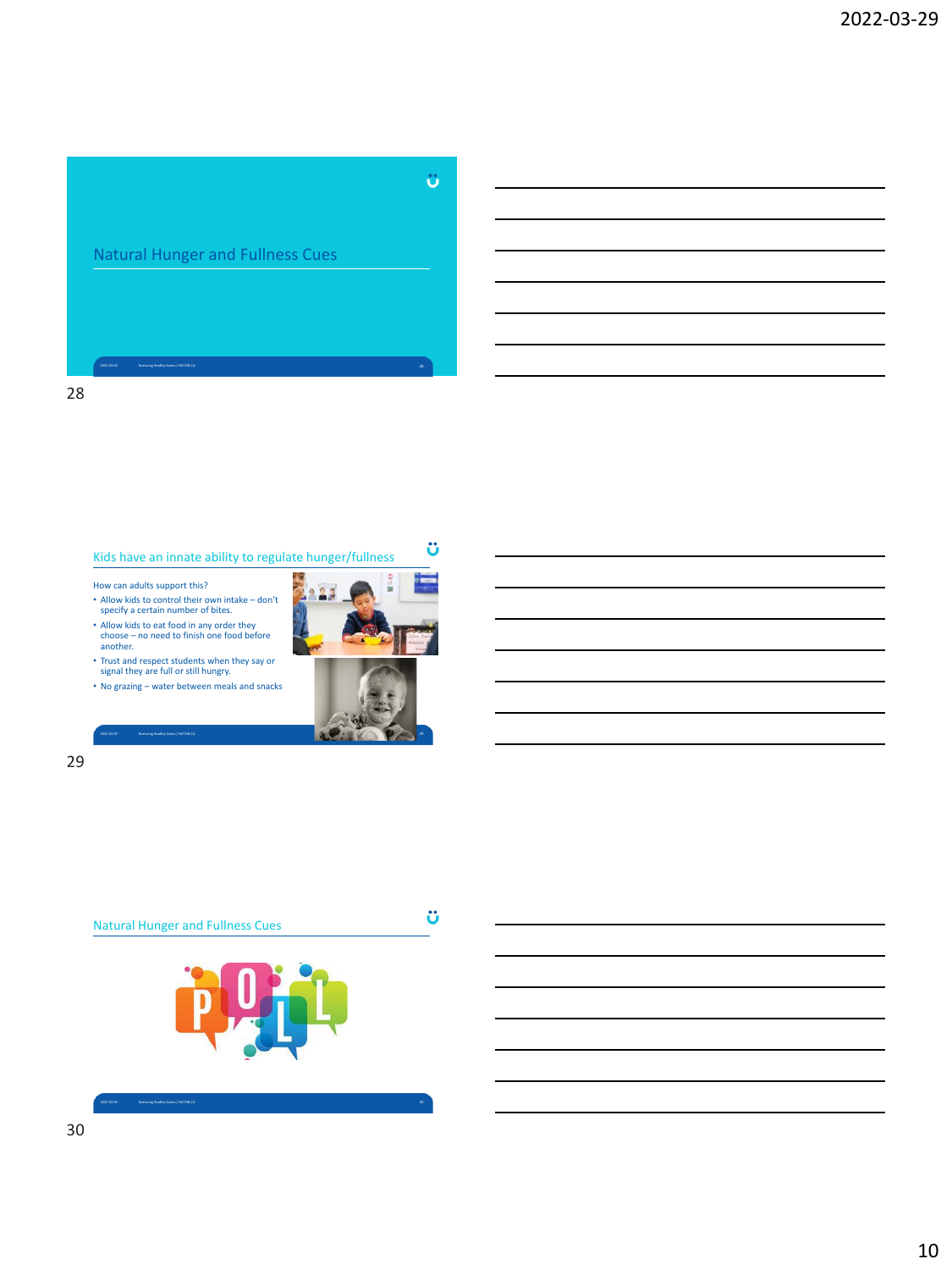## Natural Hunger and Fullness Cues

## Kids have an innate ability to regulate hunger/fullness

How can adults support this?

- Allow kids to control their own intake – don't specify a certain number of bites.
- Allow kids to eat food in any order they choose – no need to finish one food before another.
- Trust and respect students when they say or signal they are full or still hungry.
- No grazing – water between meals and snacks

## Natural Hunger and Fullness Cues

POLL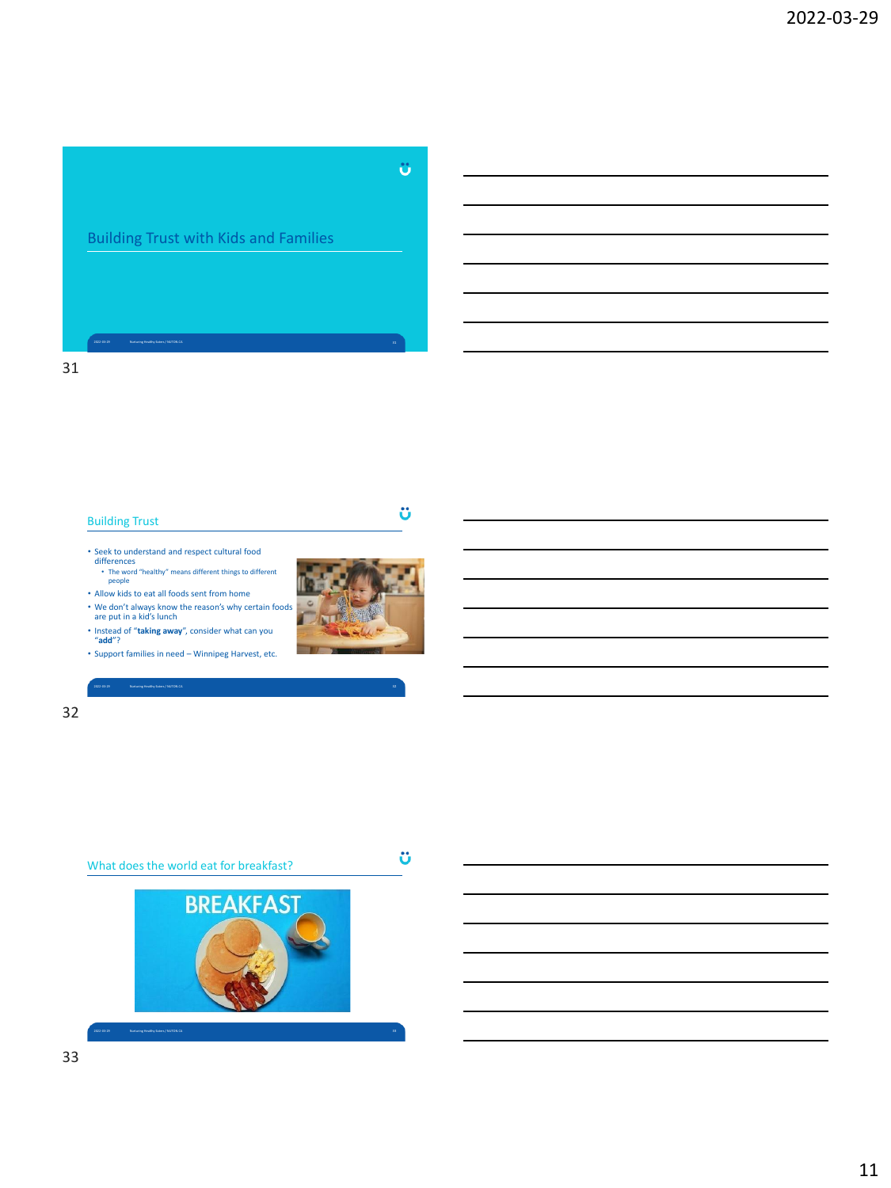## Building Trust with Kids and Families

## Building Trust

- Seek to understand and respect cultural food differences
  - The word "healthy" means different things to different people
- Allow kids to eat all foods sent from home
- We don't always know the reason's why certain foods are put in a kid's lunch
- Instead of "**taking away**", consider what can you "**add**"?
- Support families in need – Winnipeg Harvest, etc.

## What does the world eat for breakfast?

BREAKFAST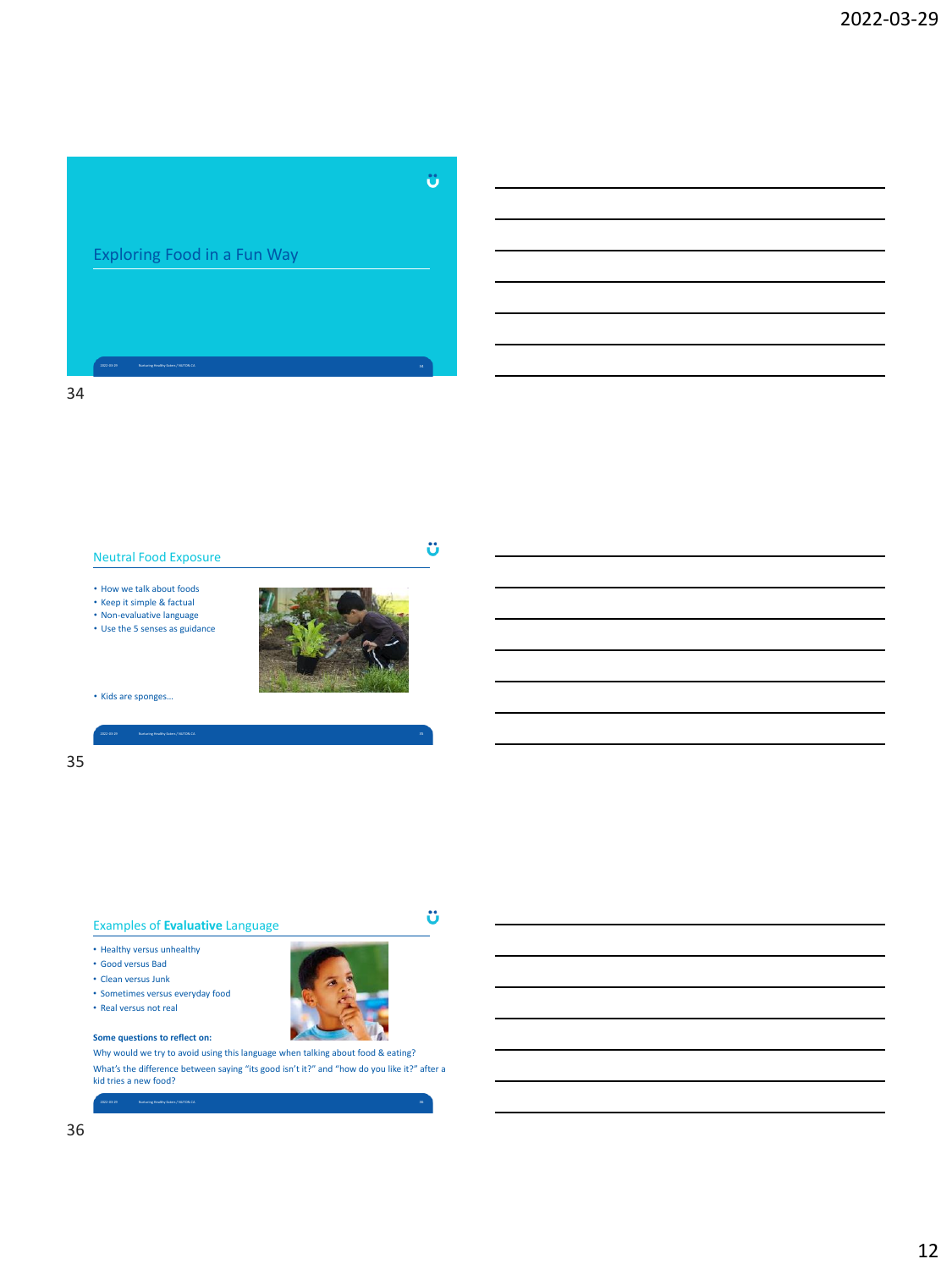## Exploring Food in a Fun Way

34

## Neutral Food Exposure

- How we talk about foods
- Keep it simple & factual
- Non-evaluative language
- Use the 5 senses as guidance

- Kids are sponges…

35

## Examples of **Evaluative** Language

- Healthy versus unhealthy
- Good versus Bad
- Clean versus Junk
- Sometimes versus everyday food
- Real versus not real

**Some questions to reflect on:**

Why would we try to avoid using this language when talking about food & eating?

What's the difference between saying "its good isn't it?" and "how do you like it?" after a kid tries a new food?

36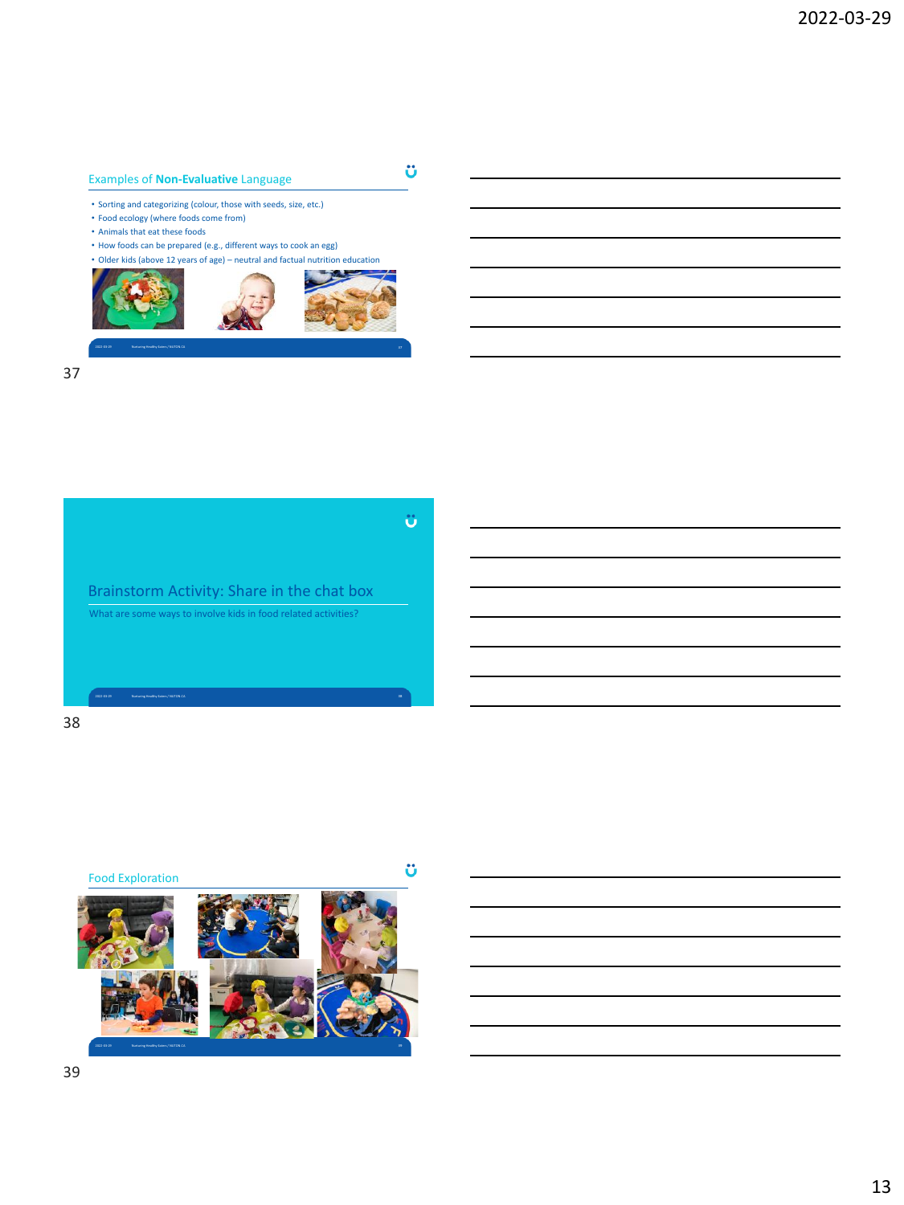## Examples of **Non-Evaluative** Language

- Sorting and categorizing (colour, those with seeds, size, etc.)
- Food ecology (where foods come from)
- Animals that eat these foods
- How foods can be prepared (e.g., different ways to cook an egg)
- Older kids (above 12 years of age) – neutral and factual nutrition education

## Brainstorm Activity: Share in the chat box

What are some ways to involve kids in food related activities?

## Food Exploration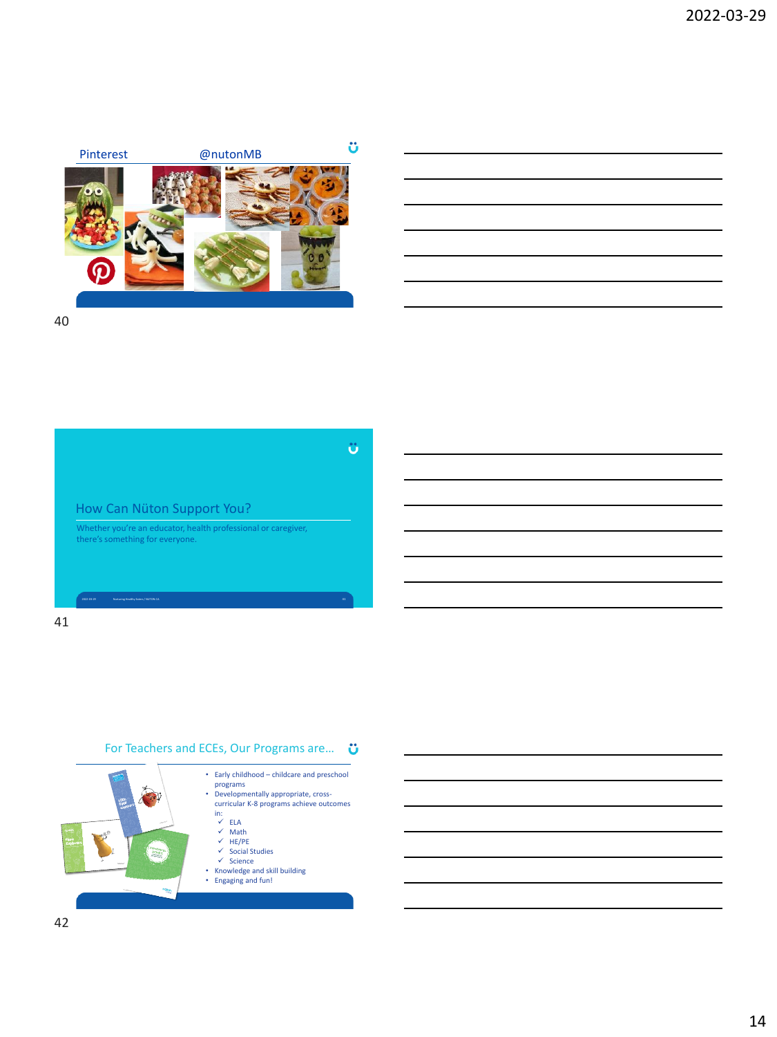Pinterest @nutonMB

How Can Nüton Support You?

Whether you're an educator, health professional or caregiver, there's something for everyone.

For Teachers and ECEs, Our Programs are...

- Early childhood – childcare and preschool programs
- Developmentally appropriate, cross-curricular K-8 programs achieve outcomes in:
  - ✓ ELA
  - ✓ Math
  - ✓ HE/PE
  - ✓ Social Studies
  - ✓ Science
- Knowledge and skill building
- Engaging and fun!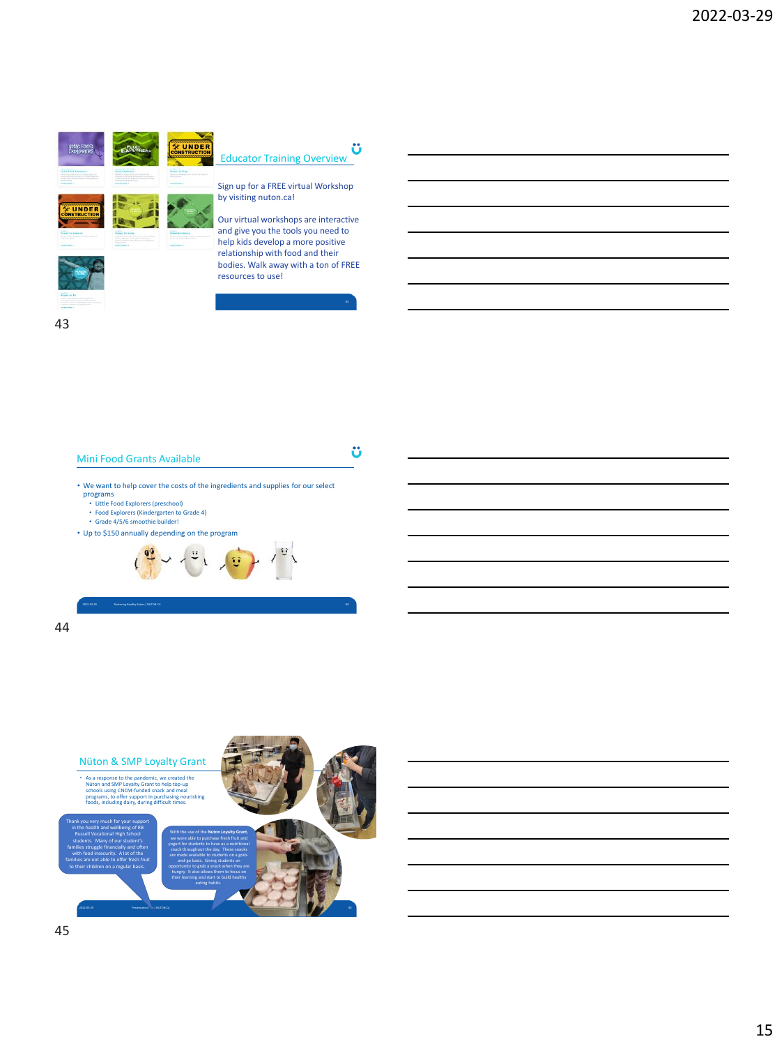## Educator Training Overview

Sign up for a FREE virtual Workshop by visiting nuton.ca!

Our virtual workshops are interactive and give you the tools you need to help kids develop a more positive relationship with food and their bodies. Walk away with a ton of FREE resources to use!

## Mini Food Grants Available

- We want to help cover the costs of the ingredients and supplies for our select programs
  - Little Food Explorers (preschool)
  - Food Explorers (Kindergarten to Grade 4)
  - Grade 4/5/6 smoothie builder!
- Up to $150 annually depending on the program

## Nüton & SMP Loyalty Grant

- As a response to the pandemic, we created the Nüton and SMP Loyalty Grant to help top-up schools using CNCM-funded snack and meal programs, to offer support in purchasing nourishing foods, including dairy, during difficult times.

Thank you very much for your support in the health and wellbeing of RB Russell Vocational High School students. Many of our student's families struggle financially and often with food insecurity. A lot of the families are not able to offer fresh fruit to their children on a regular basis.

With the use of the **Nuton Loyalty Grant**, we were able to purchase fresh fruit and yogurt for students to have as a nutritional snack throughout the day. These snacks are made available to students on a grab-and-go basis. Giving students an opportunity to grab a snack when they are hungry. It also allows them to focus on their learning and start to build healthy eating habits.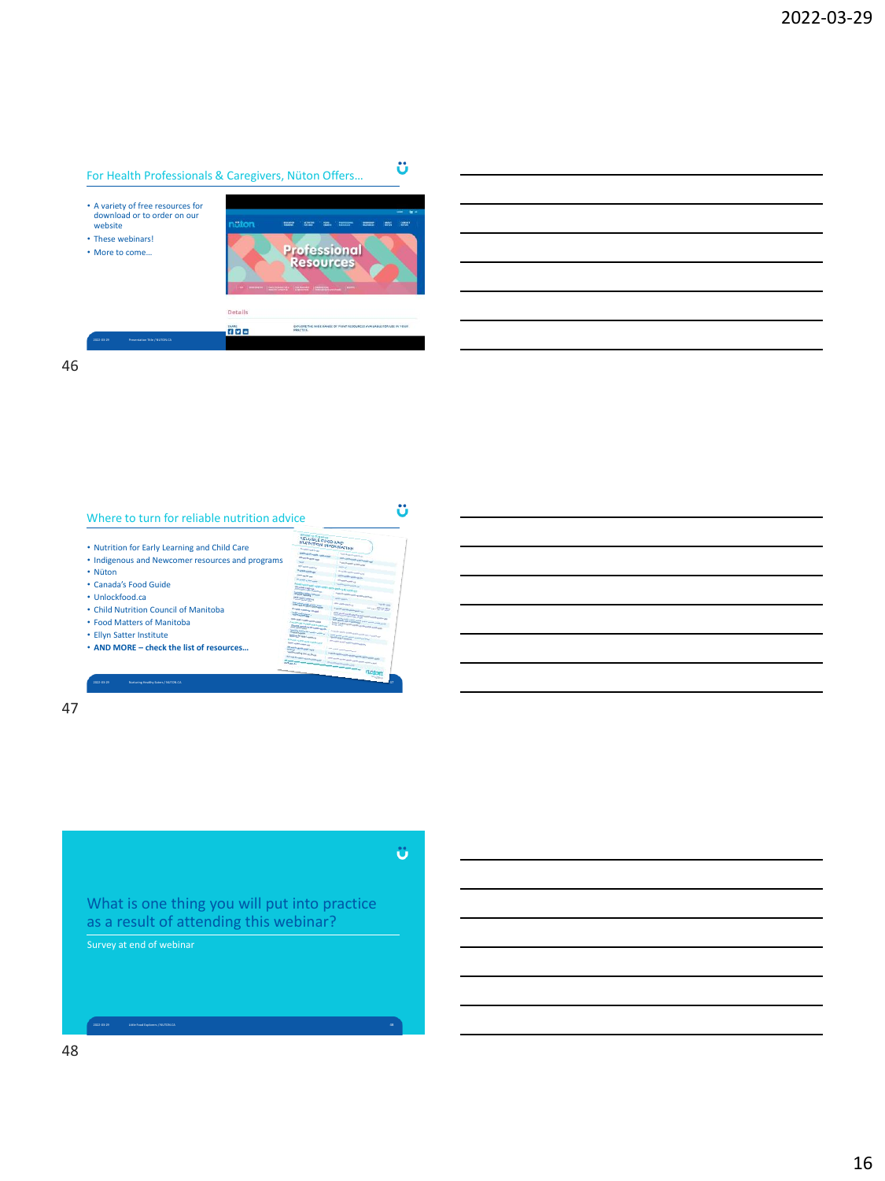## For Health Professionals & Caregivers, Nüton Offers…

- A variety of free resources for download or to order on our website
- These webinars!
- More to come…

## Where to turn for reliable nutrition advice

- Nutrition for Early Learning and Child Care
- Indigenous and Newcomer resources and programs
- Nüton
- Canada's Food Guide
- Unlockfood.ca
- Child Nutrition Council of Manitoba
- Food Matters of Manitoba
- Ellyn Satter Institute
- **AND MORE – check the list of resources…**

## What is one thing you will put into practice as a result of attending this webinar?

Survey at end of webinar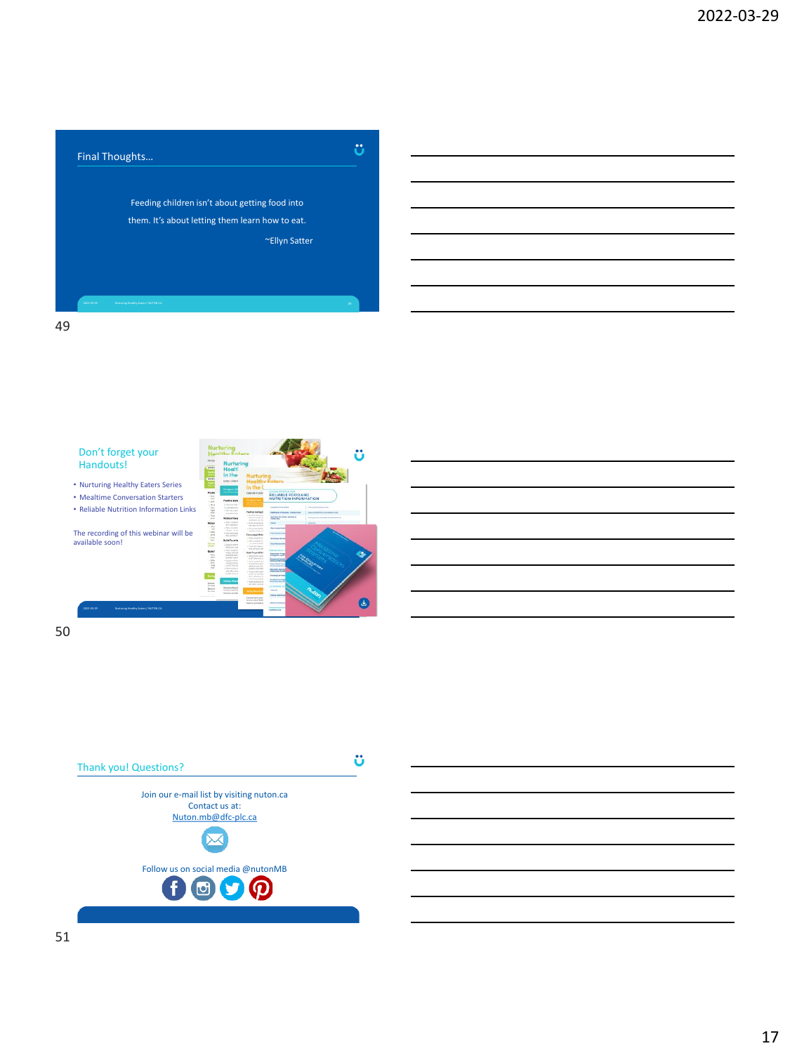## Final Thoughts…

Feeding children isn't about getting food into them. It's about letting them learn how to eat.

~Ellyn Satter

## Don't forget your Handouts!

- Nurturing Healthy Eaters Series
- Mealtime Conversation Starters
- Reliable Nutrition Information Links

The recording of this webinar will be available soon!

## Thank you! Questions?

Join our e-mail list by visiting nuton.ca

Contact us at:

Nuton.mb@dfc-plc.ca

Follow us on social media @nutonMB